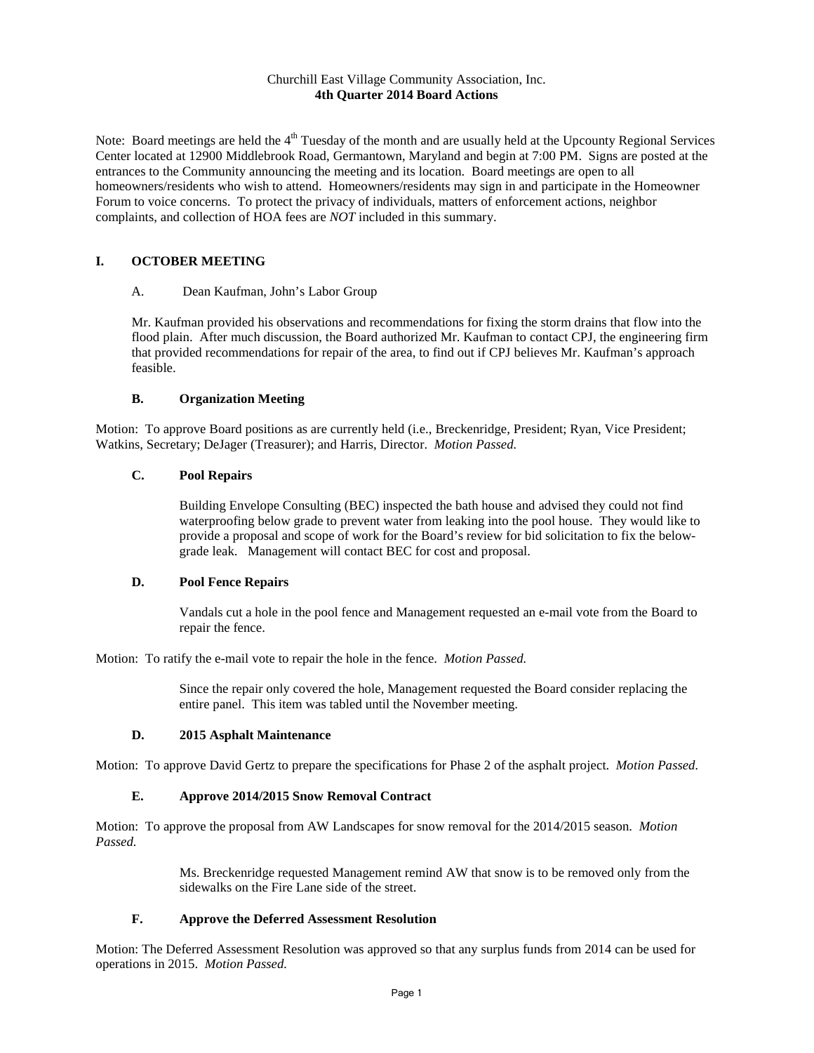Churchill East Village Community Association, Inc.

**4th Quarter 2014 Board Actions**

Note: Board meetings are held the 4th Tuesday of the month and are usually held at the Upcounty Regional Services Center located at 12900 Middlebrook Road, Germantown, Maryland and begin at 7:00 PM. Signs are posted at the entrances to the Community announcing the meeting and its location. Board meetings are open to all homeowners/residents who wish to attend. Homeowners/residents may sign in and participate in the Homeowner Forum to voice concerns. To protect the privacy of individuals, matters of enforcement actions, neighbor complaints, and collection of HOA fees are *NOT* included in this summary.

## I. OCTOBER MEETING

### A. Dean Kaufman, John's Labor Group

Mr. Kaufman provided his observations and recommendations for fixing the storm drains that flow into the flood plain. After much discussion, the Board authorized Mr. Kaufman to contact CPJ, the engineering firm that provided recommendations for repair of the area, to find out if CPJ believes Mr. Kaufman's approach feasible.

### B. Organization Meeting

Motion: To approve Board positions as are currently held (i.e., Breckenridge, President; Ryan, Vice President; Watkins, Secretary; DeJager (Treasurer); and Harris, Director. *Motion Passed.*

### C. Pool Repairs

Building Envelope Consulting (BEC) inspected the bath house and advised they could not find waterproofing below grade to prevent water from leaking into the pool house. They would like to provide a proposal and scope of work for the Board's review for bid solicitation to fix the below-grade leak. Management will contact BEC for cost and proposal.

### D. Pool Fence Repairs

Vandals cut a hole in the pool fence and Management requested an e-mail vote from the Board to repair the fence.

Motion: To ratify the e-mail vote to repair the hole in the fence. *Motion Passed.*

Since the repair only covered the hole, Management requested the Board consider replacing the entire panel. This item was tabled until the November meeting.

### D. 2015 Asphalt Maintenance

Motion: To approve David Gertz to prepare the specifications for Phase 2 of the asphalt project. *Motion Passed.*

### E. Approve 2014/2015 Snow Removal Contract

Motion: To approve the proposal from AW Landscapes for snow removal for the 2014/2015 season. *Motion Passed.*

Ms. Breckenridge requested Management remind AW that snow is to be removed only from the sidewalks on the Fire Lane side of the street.

### F. Approve the Deferred Assessment Resolution

Motion: The Deferred Assessment Resolution was approved so that any surplus funds from 2014 can be used for operations in 2015. *Motion Passed.*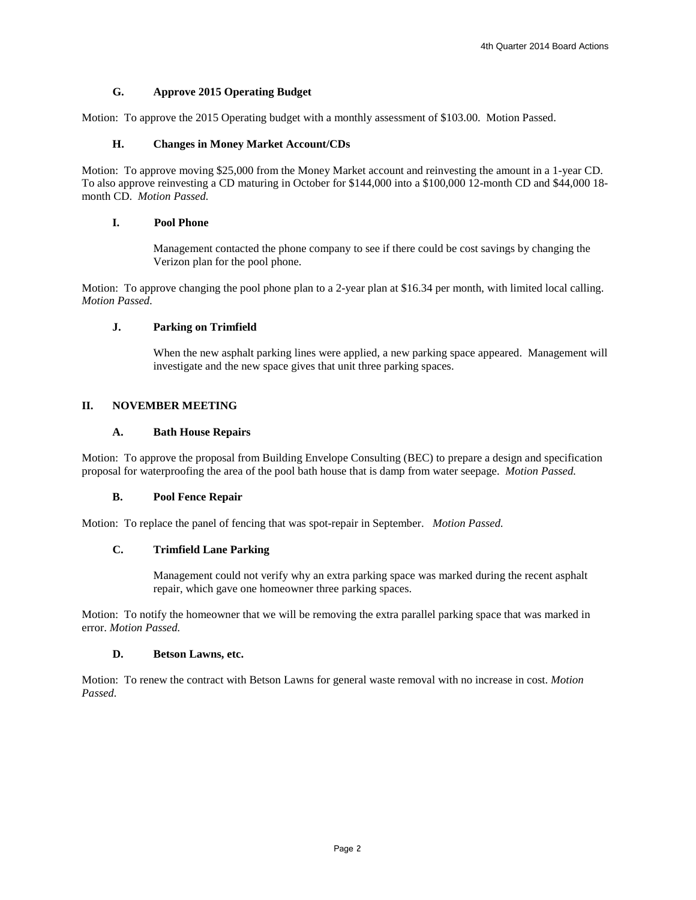### G. Approve 2015 Operating Budget

Motion: To approve the 2015 Operating budget with a monthly assessment of $103.00. Motion Passed.

### H. Changes in Money Market Account/CDs

Motion: To approve moving $25,000 from the Money Market account and reinvesting the amount in a 1-year CD. To also approve reinvesting a CD maturing in October for $144,000 into a $100,000 12-month CD and $44,000 18-month CD. *Motion Passed.*

### I. Pool Phone

Management contacted the phone company to see if there could be cost savings by changing the Verizon plan for the pool phone.

Motion: To approve changing the pool phone plan to a 2-year plan at $16.34 per month, with limited local calling. *Motion Passed.*

### J. Parking on Trimfield

When the new asphalt parking lines were applied, a new parking space appeared. Management will investigate and the new space gives that unit three parking spaces.

## II. NOVEMBER MEETING

### A. Bath House Repairs

Motion: To approve the proposal from Building Envelope Consulting (BEC) to prepare a design and specification proposal for waterproofing the area of the pool bath house that is damp from water seepage. *Motion Passed.*

### B. Pool Fence Repair

Motion: To replace the panel of fencing that was spot-repair in September. *Motion Passed.*

### C. Trimfield Lane Parking

Management could not verify why an extra parking space was marked during the recent asphalt repair, which gave one homeowner three parking spaces.

Motion: To notify the homeowner that we will be removing the extra parallel parking space that was marked in error. *Motion Passed.*

### D. Betson Lawns, etc.

Motion: To renew the contract with Betson Lawns for general waste removal with no increase in cost. *Motion Passed*.